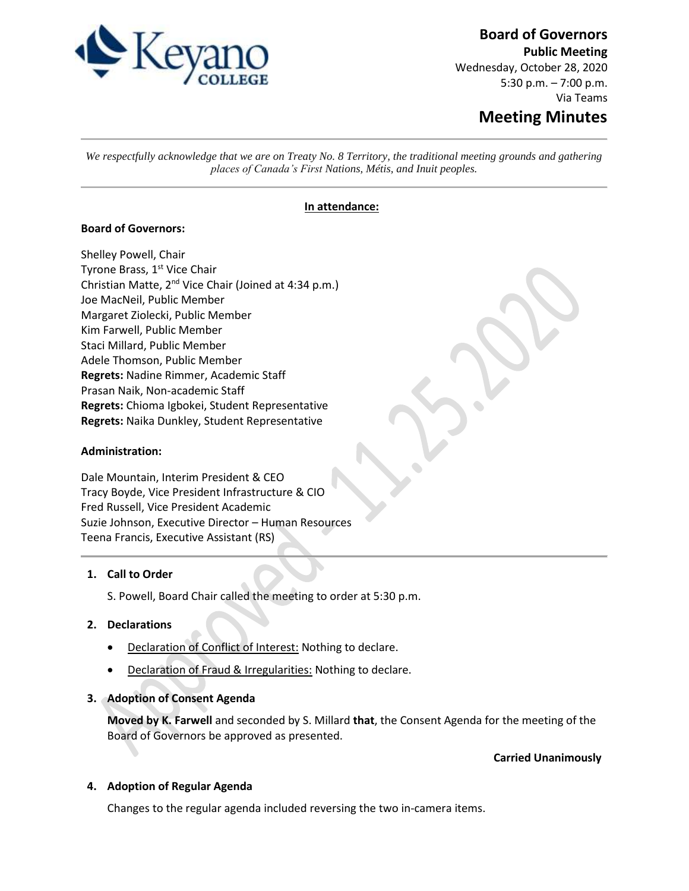**Board of Governors**

**Public Meeting**

Wednesday, October 28, 2020

5:30 p.m. – 7:00 p.m.

Via Teams

# Meeting Minutes

*We respectfully acknowledge that we are on Treaty No. 8 Territory, the traditional meeting grounds and gathering places of Canada's First Nations, Métis, and Inuit peoples.*

**In attendance:**

**Board of Governors:**

Shelley Powell, Chair
Tyrone Brass, 1st Vice Chair
Christian Matte, 2nd Vice Chair (Joined at 4:34 p.m.)
Joe MacNeil, Public Member
Margaret Ziolecki, Public Member
Kim Farwell, Public Member
Staci Millard, Public Member
Adele Thomson, Public Member
**Regrets:** Nadine Rimmer, Academic Staff
Prasan Naik, Non-academic Staff
**Regrets:** Chioma Igbokei, Student Representative
**Regrets:** Naika Dunkley, Student Representative

**Administration:**

Dale Mountain, Interim President & CEO
Tracy Boyde, Vice President Infrastructure & CIO
Fred Russell, Vice President Academic
Suzie Johnson, Executive Director – Human Resources
Teena Francis, Executive Assistant (RS)

## 1. Call to Order

S. Powell, Board Chair called the meeting to order at 5:30 p.m.

## 2. Declarations

- Declaration of Conflict of Interest: Nothing to declare.
- Declaration of Fraud & Irregularities: Nothing to declare.

## 3. Adoption of Consent Agenda

**Moved by K. Farwell** and seconded by S. Millard **that**, the Consent Agenda for the meeting of the Board of Governors be approved as presented.

**Carried Unanimously**

## 4. Adoption of Regular Agenda

Changes to the regular agenda included reversing the two in-camera items.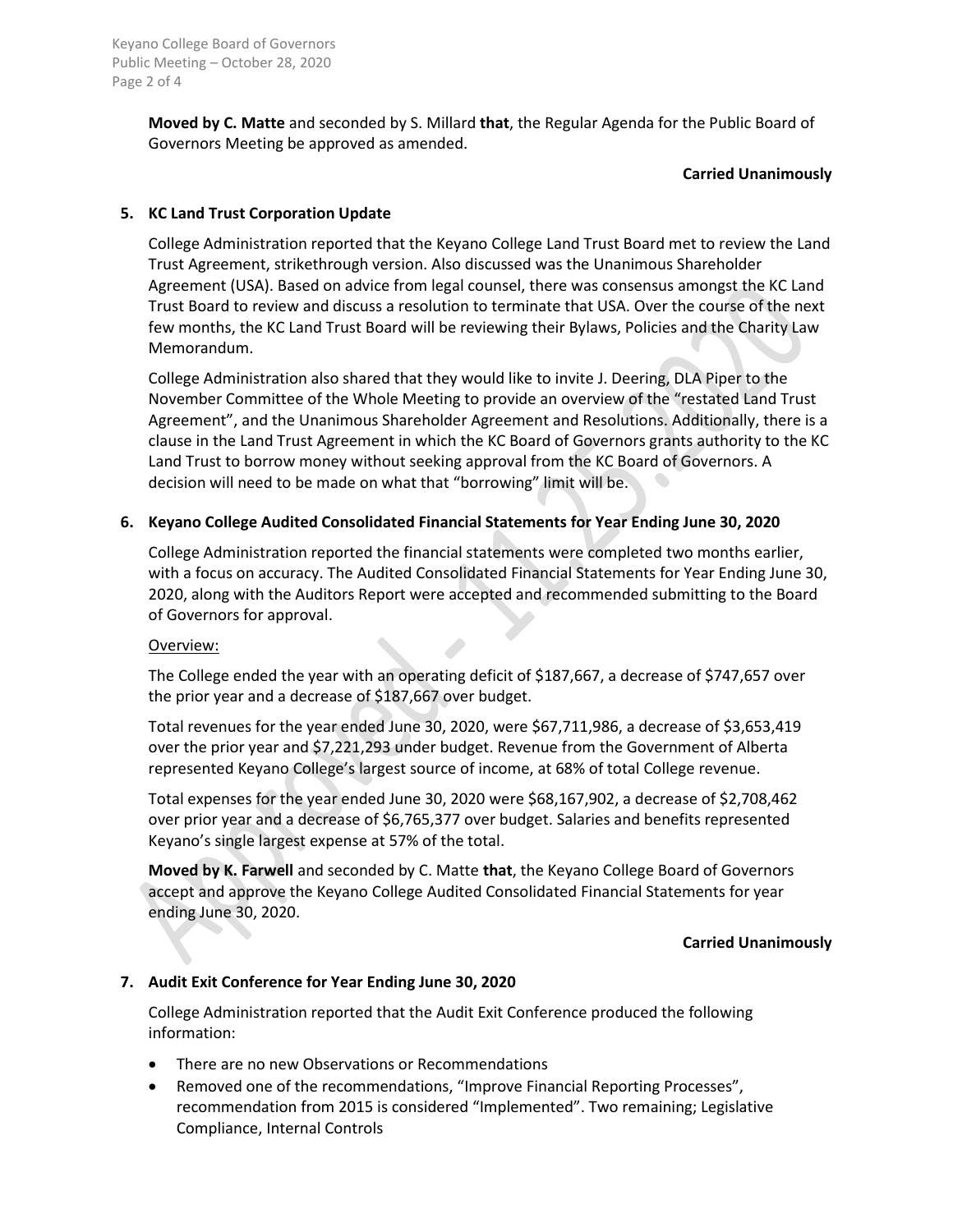**Moved by C. Matte** and seconded by S. Millard **that**, the Regular Agenda for the Public Board of Governors Meeting be approved as amended.

**Carried Unanimously**

**5. KC Land Trust Corporation Update**

College Administration reported that the Keyano College Land Trust Board met to review the Land Trust Agreement, strikethrough version. Also discussed was the Unanimous Shareholder Agreement (USA). Based on advice from legal counsel, there was consensus amongst the KC Land Trust Board to review and discuss a resolution to terminate that USA. Over the course of the next few months, the KC Land Trust Board will be reviewing their Bylaws, Policies and the Charity Law Memorandum.

College Administration also shared that they would like to invite J. Deering, DLA Piper to the November Committee of the Whole Meeting to provide an overview of the "restated Land Trust Agreement", and the Unanimous Shareholder Agreement and Resolutions. Additionally, there is a clause in the Land Trust Agreement in which the KC Board of Governors grants authority to the KC Land Trust to borrow money without seeking approval from the KC Board of Governors. A decision will need to be made on what that "borrowing" limit will be.

**6. Keyano College Audited Consolidated Financial Statements for Year Ending June 30, 2020**

College Administration reported the financial statements were completed two months earlier, with a focus on accuracy. The Audited Consolidated Financial Statements for Year Ending June 30, 2020, along with the Auditors Report were accepted and recommended submitting to the Board of Governors for approval.

Overview:

The College ended the year with an operating deficit of $187,667, a decrease of $747,657 over the prior year and a decrease of $187,667 over budget.

Total revenues for the year ended June 30, 2020, were $67,711,986, a decrease of $3,653,419 over the prior year and $7,221,293 under budget. Revenue from the Government of Alberta represented Keyano College's largest source of income, at 68% of total College revenue.

Total expenses for the year ended June 30, 2020 were $68,167,902, a decrease of $2,708,462 over prior year and a decrease of $6,765,377 over budget. Salaries and benefits represented Keyano's single largest expense at 57% of the total.

**Moved by K. Farwell** and seconded by C. Matte **that**, the Keyano College Board of Governors accept and approve the Keyano College Audited Consolidated Financial Statements for year ending June 30, 2020.

**Carried Unanimously**

**7. Audit Exit Conference for Year Ending June 30, 2020**

College Administration reported that the Audit Exit Conference produced the following information:

- There are no new Observations or Recommendations
- Removed one of the recommendations, "Improve Financial Reporting Processes", recommendation from 2015 is considered "Implemented". Two remaining; Legislative Compliance, Internal Controls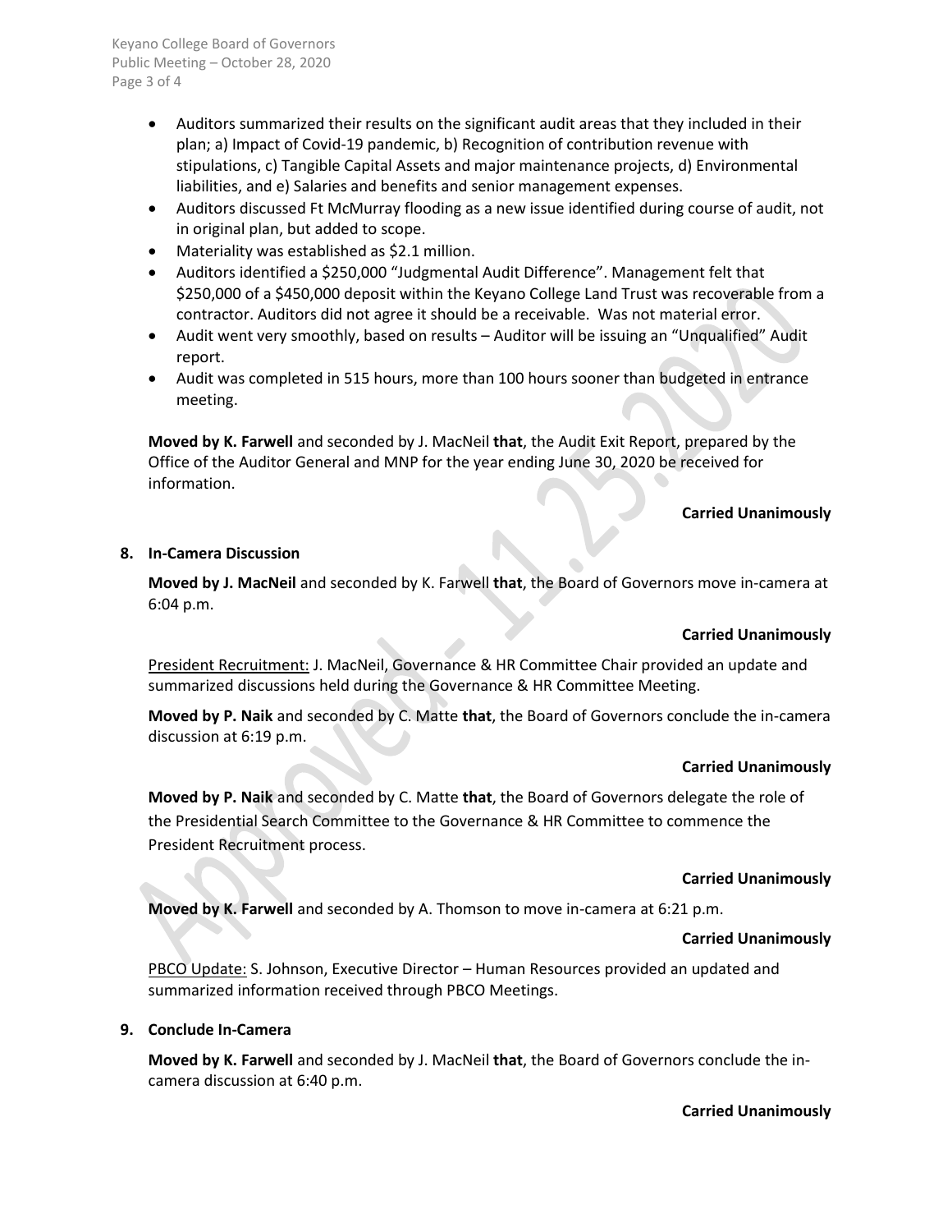- Auditors summarized their results on the significant audit areas that they included in their plan; a) Impact of Covid-19 pandemic, b) Recognition of contribution revenue with stipulations, c) Tangible Capital Assets and major maintenance projects, d) Environmental liabilities, and e) Salaries and benefits and senior management expenses.
- Auditors discussed Ft McMurray flooding as a new issue identified during course of audit, not in original plan, but added to scope.
- Materiality was established as $2.1 million.
- Auditors identified a $250,000 "Judgmental Audit Difference". Management felt that $250,000 of a $450,000 deposit within the Keyano College Land Trust was recoverable from a contractor. Auditors did not agree it should be a receivable. Was not material error.
- Audit went very smoothly, based on results – Auditor will be issuing an "Unqualified" Audit report.
- Audit was completed in 515 hours, more than 100 hours sooner than budgeted in entrance meeting.

**Moved by K. Farwell** and seconded by J. MacNeil **that**, the Audit Exit Report, prepared by the Office of the Auditor General and MNP for the year ending June 30, 2020 be received for information.

**Carried Unanimously**

**8. In-Camera Discussion**

**Moved by J. MacNeil** and seconded by K. Farwell **that**, the Board of Governors move in-camera at 6:04 p.m.

**Carried Unanimously**

President Recruitment: J. MacNeil, Governance & HR Committee Chair provided an update and summarized discussions held during the Governance & HR Committee Meeting.

**Moved by P. Naik** and seconded by C. Matte **that**, the Board of Governors conclude the in-camera discussion at 6:19 p.m.

**Carried Unanimously**

**Moved by P. Naik** and seconded by C. Matte **that**, the Board of Governors delegate the role of the Presidential Search Committee to the Governance & HR Committee to commence the President Recruitment process.

**Carried Unanimously**

**Moved by K. Farwell** and seconded by A. Thomson to move in-camera at 6:21 p.m.

**Carried Unanimously**

PBCO Update: S. Johnson, Executive Director – Human Resources provided an updated and summarized information received through PBCO Meetings.

**9. Conclude In-Camera**

**Moved by K. Farwell** and seconded by J. MacNeil **that**, the Board of Governors conclude the in-camera discussion at 6:40 p.m.

**Carried Unanimously**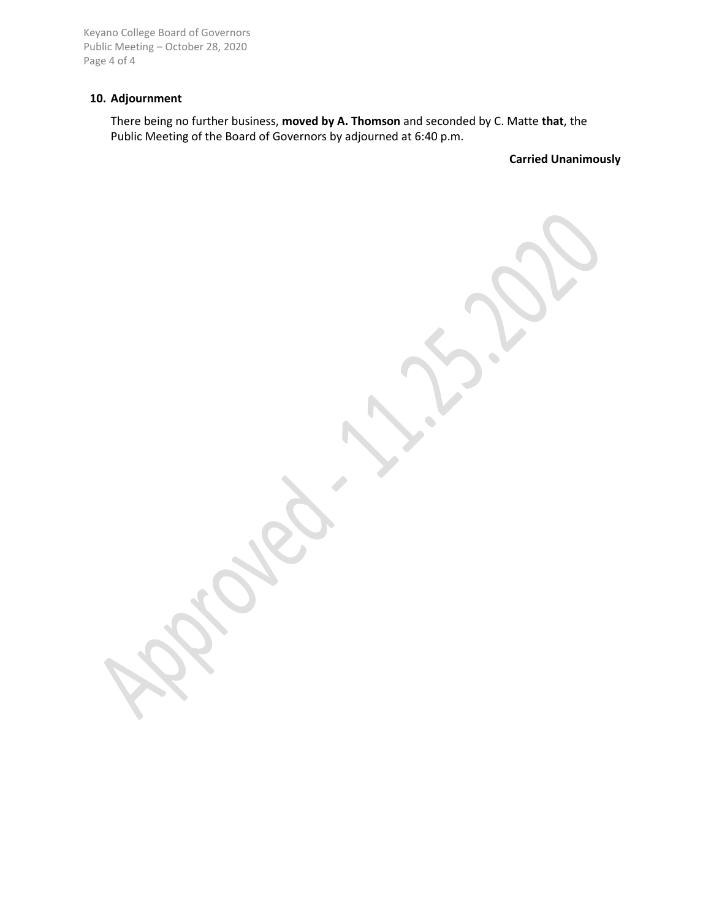## 10. Adjournment

There being no further business, **moved by A. Thomson** and seconded by C. Matte **that**, the Public Meeting of the Board of Governors by adjourned at 6:40 p.m.

**Carried Unanimously**

Approved - 11.25.2020